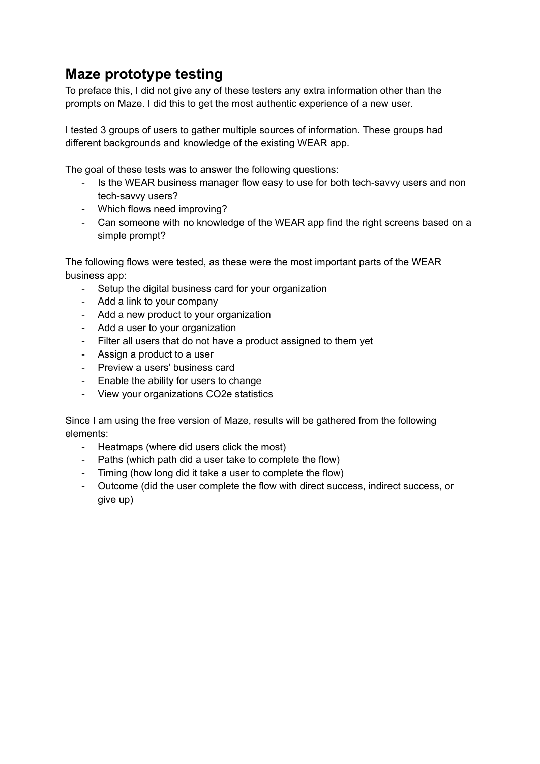# Maze prototype testing

To preface this, I did not give any of these testers any extra information other than the prompts on Maze. I did this to get the most authentic experience of a new user.

I tested 3 groups of users to gather multiple sources of information. These groups had different backgrounds and knowledge of the existing WEAR app.

The goal of these tests was to answer the following questions:

- Is the WEAR business manager flow easy to use for both tech-savvy users and non tech-savvy users?
- Which flows need improving?
- Can someone with no knowledge of the WEAR app find the right screens based on a simple prompt?

The following flows were tested, as these were the most important parts of the WEAR business app:

- Setup the digital business card for your organization
- Add a link to your company
- Add a new product to your organization
- Add a user to your organization
- Filter all users that do not have a product assigned to them yet
- Assign a product to a user
- Preview a users' business card
- Enable the ability for users to change
- View your organizations CO2e statistics

Since I am using the free version of Maze, results will be gathered from the following elements:

- Heatmaps (where did users click the most)
- Paths (which path did a user take to complete the flow)
- Timing (how long did it take a user to complete the flow)
- Outcome (did the user complete the flow with direct success, indirect success, or give up)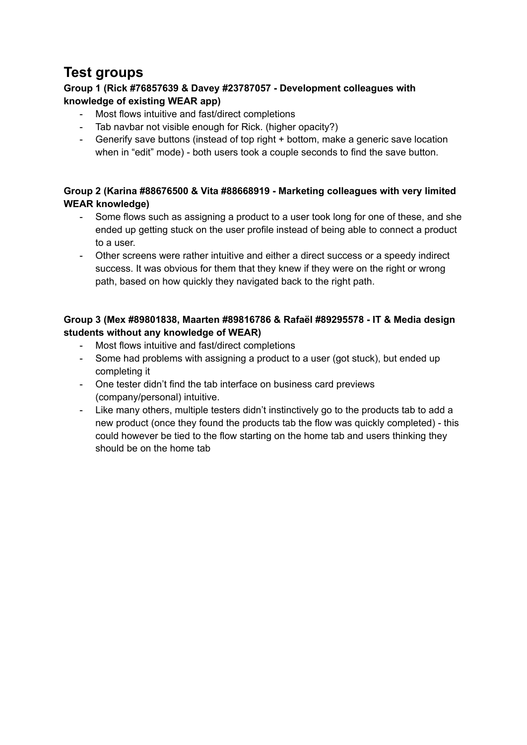# Test groups

**Group 1 (Rick #76857639 & Davey #23787057 - Development colleagues with knowledge of existing WEAR app)**

- Most flows intuitive and fast/direct completions
- Tab navbar not visible enough for Rick. (higher opacity?)
- Generify save buttons (instead of top right + bottom, make a generic save location when in "edit" mode) - both users took a couple seconds to find the save button.

**Group 2 (Karina #88676500 & Vita #88668919 - Marketing colleagues with very limited WEAR knowledge)**

- Some flows such as assigning a product to a user took long for one of these, and she ended up getting stuck on the user profile instead of being able to connect a product to a user.
- Other screens were rather intuitive and either a direct success or a speedy indirect success. It was obvious for them that they knew if they were on the right or wrong path, based on how quickly they navigated back to the right path.

**Group 3 (Mex #89801838, Maarten #89816786 & Rafaël #89295578 - IT & Media design students without any knowledge of WEAR)**

- Most flows intuitive and fast/direct completions
- Some had problems with assigning a product to a user (got stuck), but ended up completing it
- One tester didn't find the tab interface on business card previews (company/personal) intuitive.
- Like many others, multiple testers didn't instinctively go to the products tab to add a new product (once they found the products tab the flow was quickly completed) - this could however be tied to the flow starting on the home tab and users thinking they should be on the home tab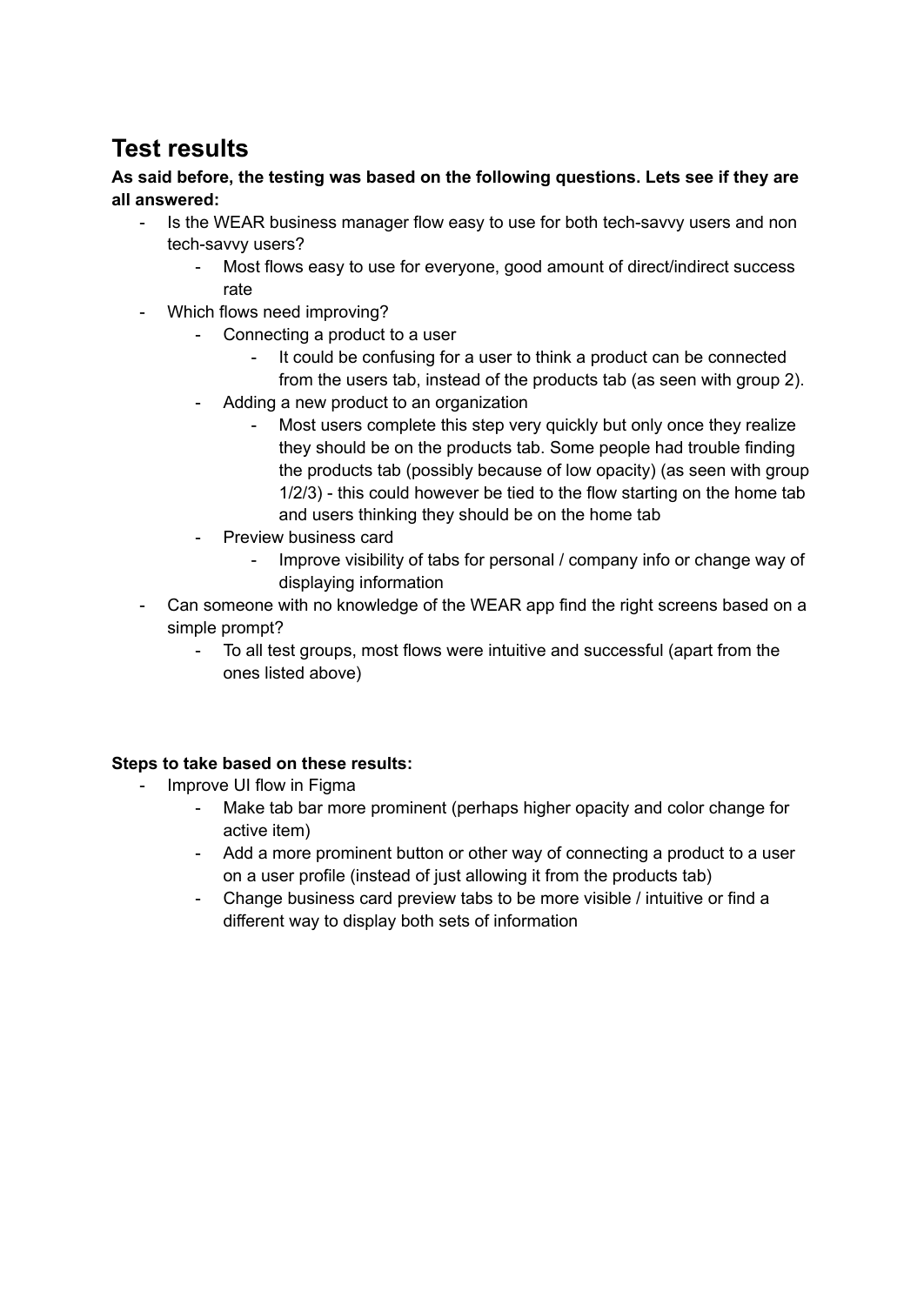## Test results

**As said before, the testing was based on the following questions. Lets see if they are all answered:**

- Is the WEAR business manager flow easy to use for both tech-savvy users and non tech-savvy users?
    - Most flows easy to use for everyone, good amount of direct/indirect success rate
- Which flows need improving?
    - Connecting a product to a user
        - It could be confusing for a user to think a product can be connected from the users tab, instead of the products tab (as seen with group 2).
    - Adding a new product to an organization
        - Most users complete this step very quickly but only once they realize they should be on the products tab. Some people had trouble finding the products tab (possibly because of low opacity) (as seen with group 1/2/3) - this could however be tied to the flow starting on the home tab and users thinking they should be on the home tab
    - Preview business card
        - Improve visibility of tabs for personal / company info or change way of displaying information
- Can someone with no knowledge of the WEAR app find the right screens based on a simple prompt?
    - To all test groups, most flows were intuitive and successful (apart from the ones listed above)

**Steps to take based on these results:**

- Improve UI flow in Figma
    - Make tab bar more prominent (perhaps higher opacity and color change for active item)
    - Add a more prominent button or other way of connecting a product to a user on a user profile (instead of just allowing it from the products tab)
    - Change business card preview tabs to be more visible / intuitive or find a different way to display both sets of information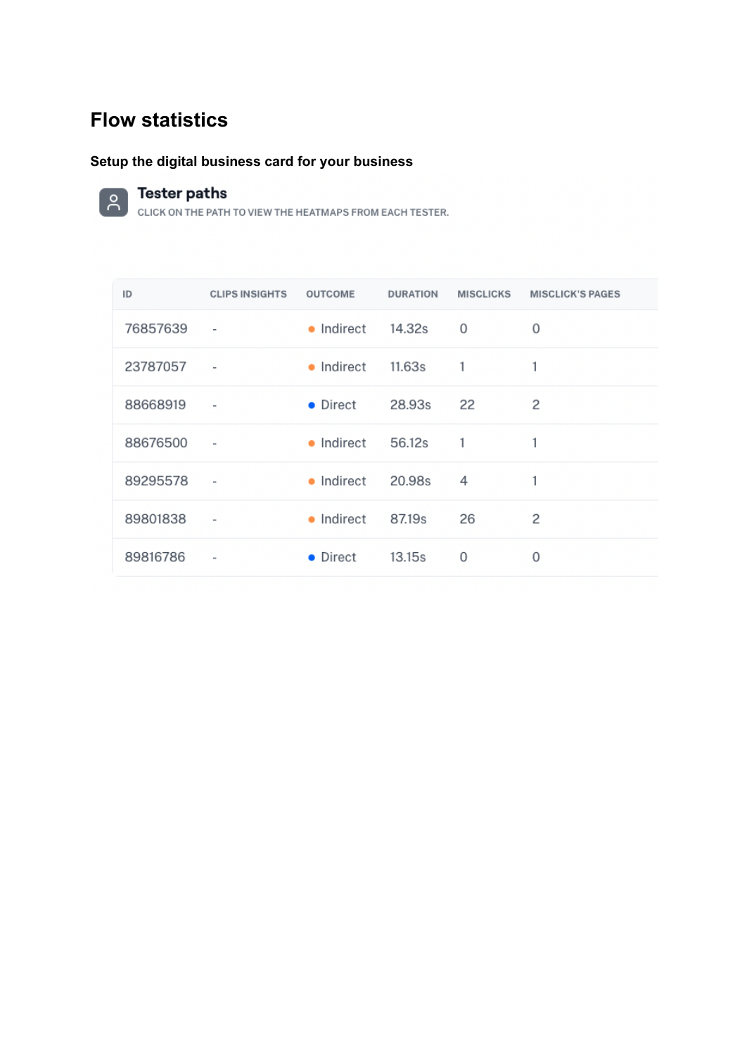# Flow statistics

**Setup the digital business card for your business**

## Tester paths

CLICK ON THE PATH TO VIEW THE HEATMAPS FROM EACH TESTER.

| ID | CLIPS INSIGHTS | OUTCOME | DURATION | MISCLICKS | MISCLICK'S PAGES |
|---|---|---|---|---|---|
| 76857639 | - | Indirect | 14.32s | 0 | 0 |
| 23787057 | - | Indirect | 11.63s | 1 | 1 |
| 88668919 | - | Direct | 28.93s | 22 | 2 |
| 88676500 | - | Indirect | 56.12s | 1 | 1 |
| 89295578 | - | Indirect | 20.98s | 4 | 1 |
| 89801838 | - | Indirect | 87.19s | 26 | 2 |
| 89816786 | - | Direct | 13.15s | 0 | 0 |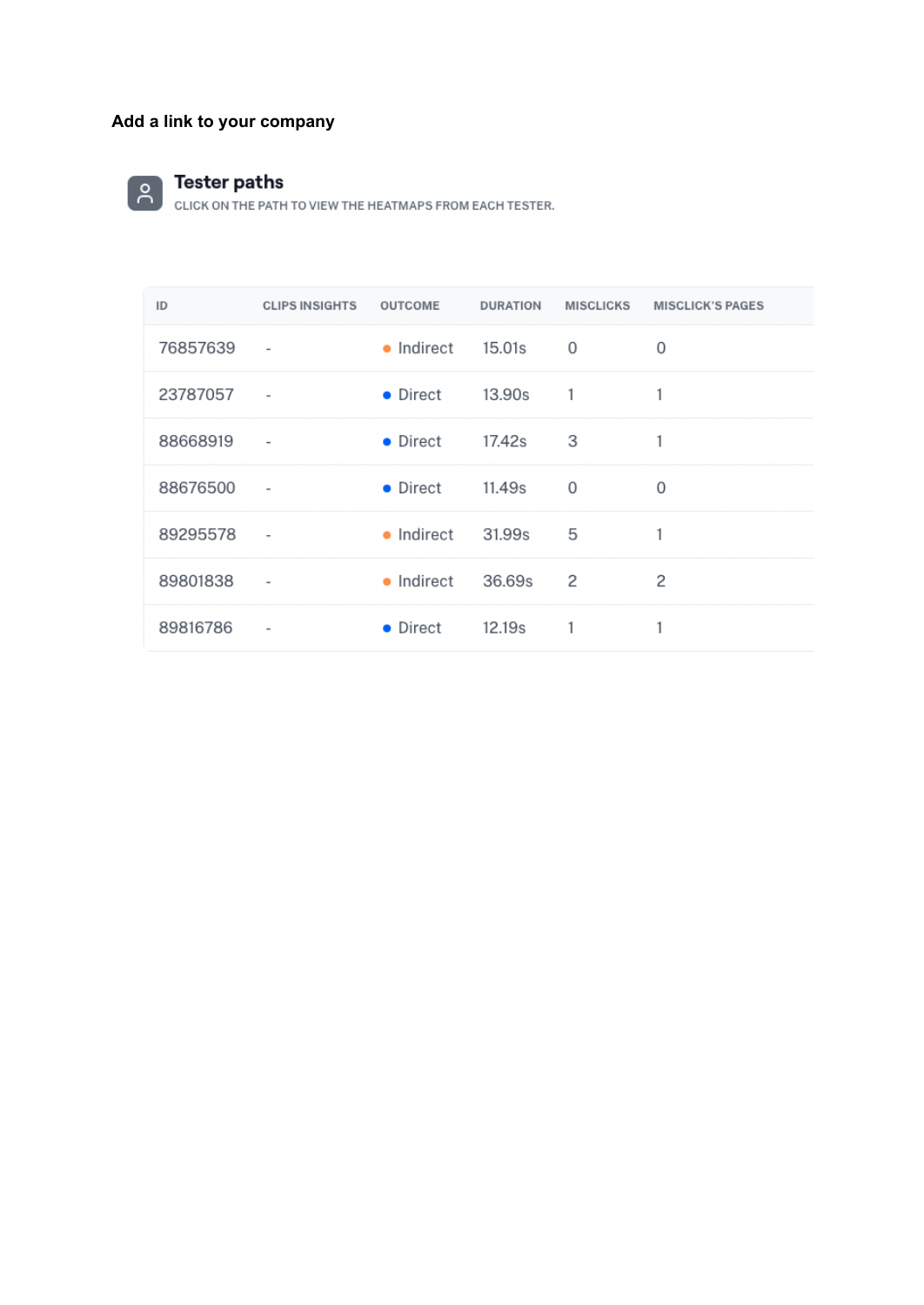**Add a link to your company**

## Tester paths

CLICK ON THE PATH TO VIEW THE HEATMAPS FROM EACH TESTER.

| ID | CLIPS INSIGHTS | OUTCOME | DURATION | MISCLICKS | MISCLICK'S PAGES |
|---|---|---|---|---|---|
| 76857639 | - | Indirect | 15.01s | 0 | 0 |
| 23787057 | - | Direct | 13.90s | 1 | 1 |
| 88668919 | - | Direct | 17.42s | 3 | 1 |
| 88676500 | - | Direct | 11.49s | 0 | 0 |
| 89295578 | - | Indirect | 31.99s | 5 | 1 |
| 89801838 | - | Indirect | 36.69s | 2 | 2 |
| 89816786 | - | Direct | 12.19s | 1 | 1 |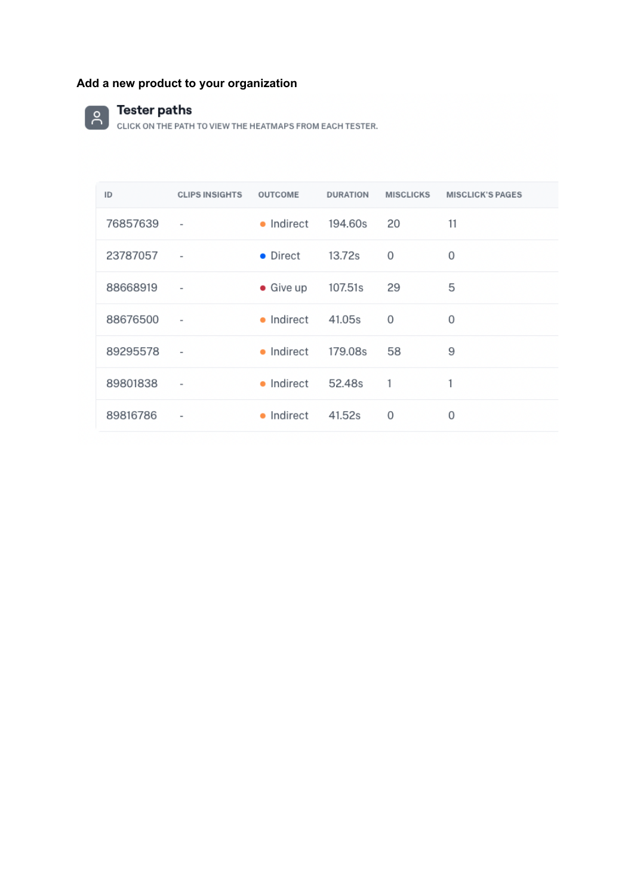**Add a new product to your organization**

## Tester paths

CLICK ON THE PATH TO VIEW THE HEATMAPS FROM EACH TESTER.

| ID | CLIPS INSIGHTS | OUTCOME | DURATION | MISCLICKS | MISCLICK'S PAGES |
|---|---|---|---|---|---|
| 76857639 | - | Indirect | 194.60s | 20 | 11 |
| 23787057 | - | Direct | 13.72s | 0 | 0 |
| 88668919 | - | Give up | 107.51s | 29 | 5 |
| 88676500 | - | Indirect | 41.05s | 0 | 0 |
| 89295578 | - | Indirect | 179.08s | 58 | 9 |
| 89801838 | - | Indirect | 52.48s | 1 | 1 |
| 89816786 | - | Indirect | 41.52s | 0 | 0 |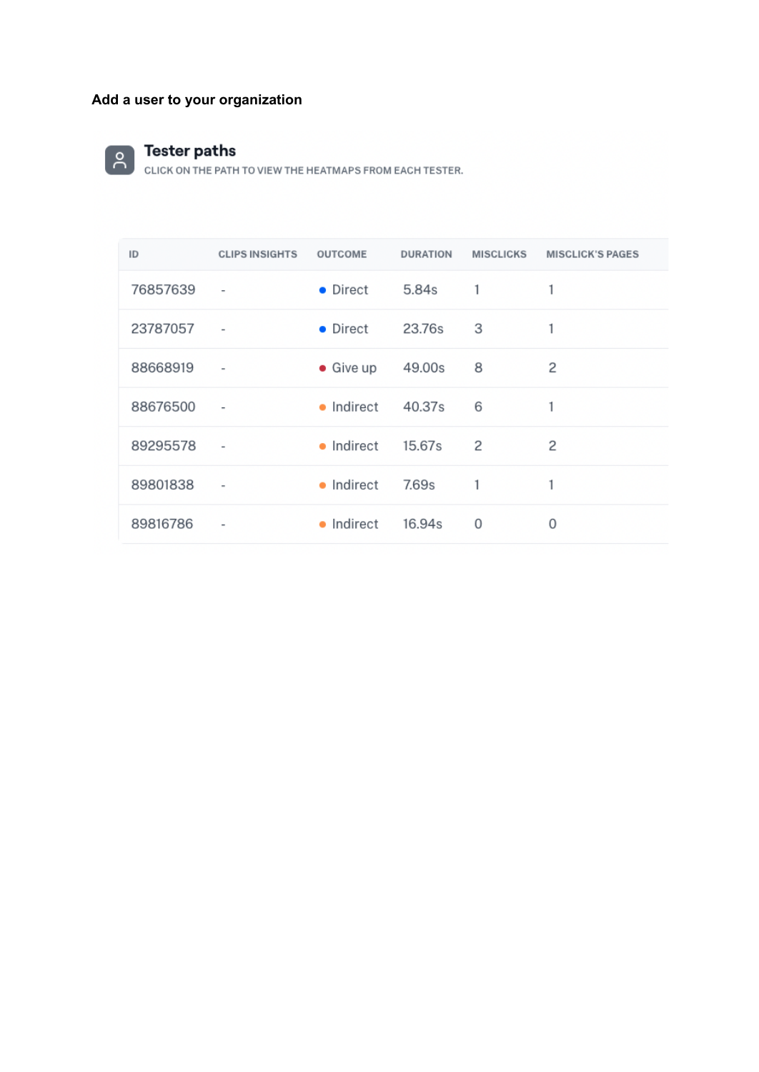**Add a user to your organization**

## Tester paths

CLICK ON THE PATH TO VIEW THE HEATMAPS FROM EACH TESTER.

| ID | CLIPS INSIGHTS | OUTCOME | DURATION | MISCLICKS | MISCLICK'S PAGES |
|---|---|---|---|---|---|
| 76857639 | - | Direct | 5.84s | 1 | 1 |
| 23787057 | - | Direct | 23.76s | 3 | 1 |
| 88668919 | - | Give up | 49.00s | 8 | 2 |
| 88676500 | - | Indirect | 40.37s | 6 | 1 |
| 89295578 | - | Indirect | 15.67s | 2 | 2 |
| 89801838 | - | Indirect | 7.69s | 1 | 1 |
| 89816786 | - | Indirect | 16.94s | 0 | 0 |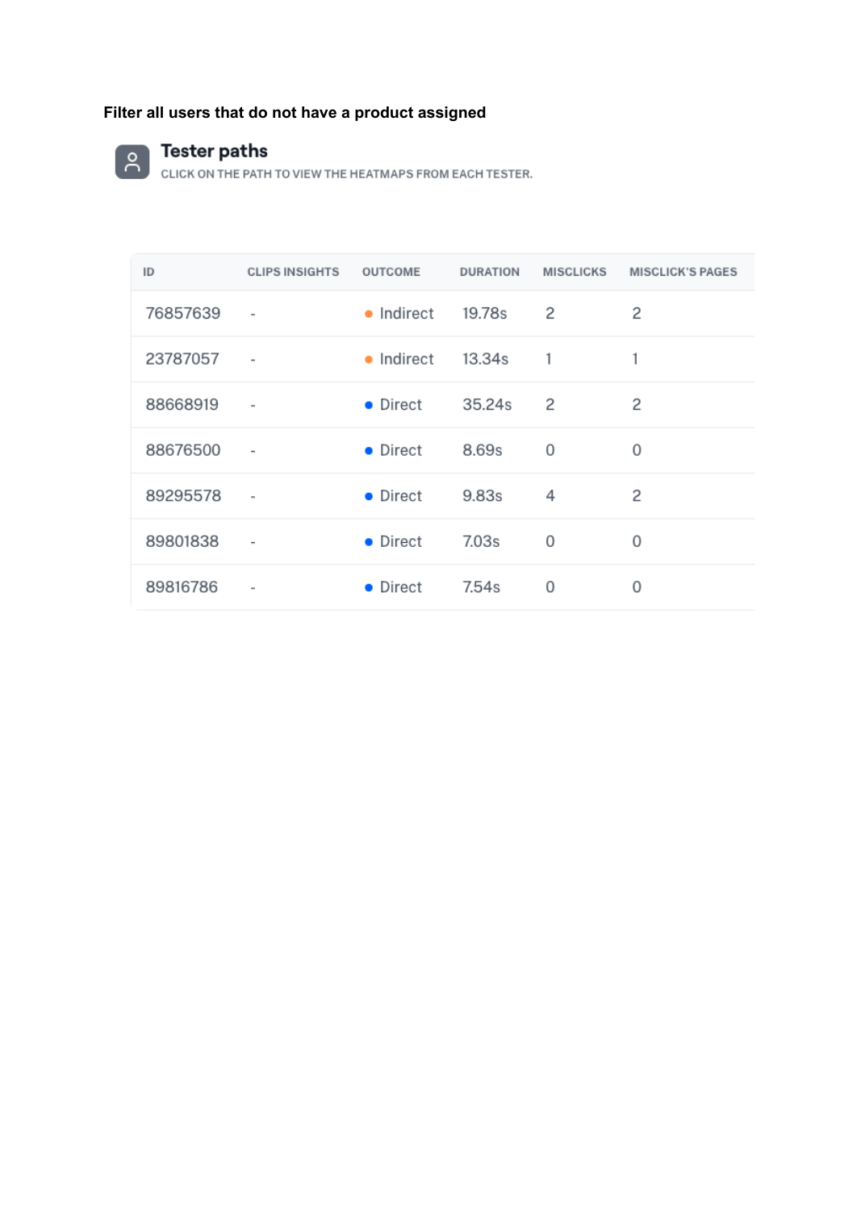**Filter all users that do not have a product assigned**

## Tester paths

CLICK ON THE PATH TO VIEW THE HEATMAPS FROM EACH TESTER.

| ID | CLIPS INSIGHTS | OUTCOME | DURATION | MISCLICKS | MISCLICK'S PAGES |
|---|---|---|---|---|---|
| 76857639 | - | Indirect | 19.78s | 2 | 2 |
| 23787057 | - | Indirect | 13.34s | 1 | 1 |
| 88668919 | - | Direct | 35.24s | 2 | 2 |
| 88676500 | - | Direct | 8.69s | 0 | 0 |
| 89295578 | - | Direct | 9.83s | 4 | 2 |
| 89801838 | - | Direct | 7.03s | 0 | 0 |
| 89816786 | - | Direct | 7.54s | 0 | 0 |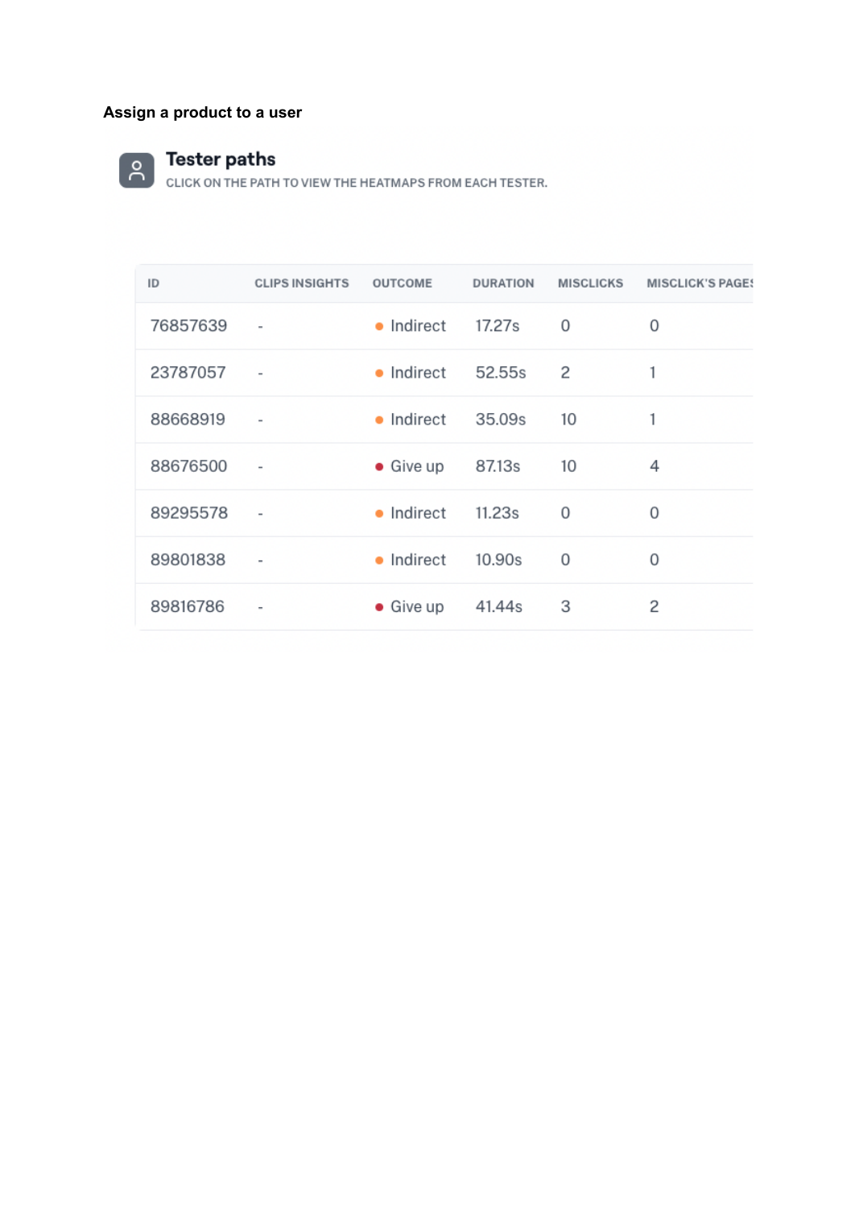**Assign a product to a user**

**Tester paths**

CLICK ON THE PATH TO VIEW THE HEATMAPS FROM EACH TESTER.

| ID | CLIPS INSIGHTS | OUTCOME | DURATION | MISCLICKS | MISCLICK'S PAGES |
|---|---|---|---|---|---|
| 76857639 | - | Indirect | 17.27s | 0 | 0 |
| 23787057 | - | Indirect | 52.55s | 2 | 1 |
| 88668919 | - | Indirect | 35.09s | 10 | 1 |
| 88676500 | - | Give up | 87.13s | 10 | 4 |
| 89295578 | - | Indirect | 11.23s | 0 | 0 |
| 89801838 | - | Indirect | 10.90s | 0 | 0 |
| 89816786 | - | Give up | 41.44s | 3 | 2 |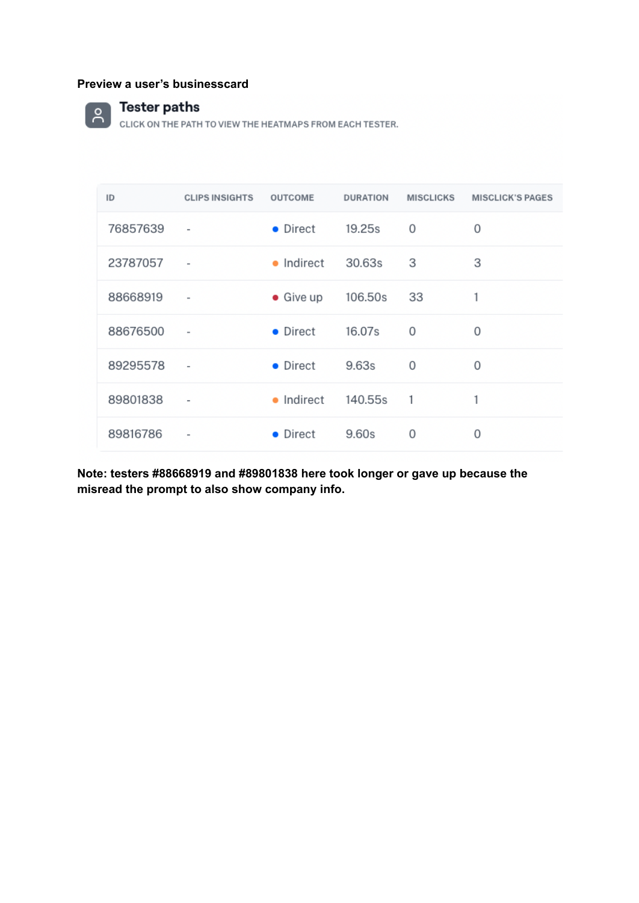**Preview a user's businesscard**

**Tester paths**

CLICK ON THE PATH TO VIEW THE HEATMAPS FROM EACH TESTER.

| ID | CLIPS INSIGHTS | OUTCOME | DURATION | MISCLICKS | MISCLICK'S PAGES |
|---|---|---|---|---|---|
| 76857639 | - | Direct | 19.25s | 0 | 0 |
| 23787057 | - | Indirect | 30.63s | 3 | 3 |
| 88668919 | - | Give up | 106.50s | 33 | 1 |
| 88676500 | - | Direct | 16.07s | 0 | 0 |
| 89295578 | - | Direct | 9.63s | 0 | 0 |
| 89801838 | - | Indirect | 140.55s | 1 | 1 |
| 89816786 | - | Direct | 9.60s | 0 | 0 |

**Note: testers #88668919 and #89801838 here took longer or gave up because the misread the prompt to also show company info.**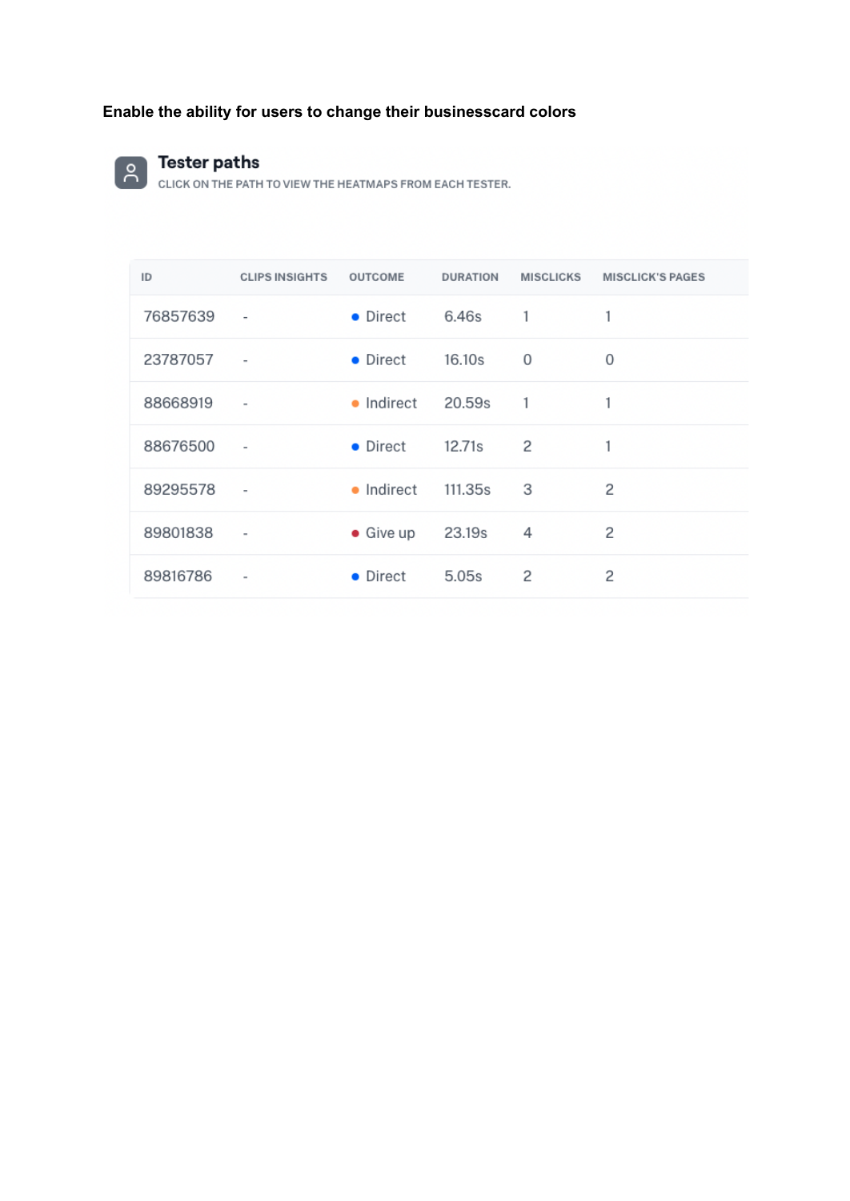**Enable the ability for users to change their businesscard colors**

**Tester paths**

CLICK ON THE PATH TO VIEW THE HEATMAPS FROM EACH TESTER.

| ID | CLIPS INSIGHTS | OUTCOME | DURATION | MISCLICKS | MISCLICK'S PAGES |
|---|---|---|---|---|---|
| 76857639 | - | Direct | 6.46s | 1 | 1 |
| 23787057 | - | Direct | 16.10s | 0 | 0 |
| 88668919 | - | Indirect | 20.59s | 1 | 1 |
| 88676500 | - | Direct | 12.71s | 2 | 1 |
| 89295578 | - | Indirect | 111.35s | 3 | 2 |
| 89801838 | - | Give up | 23.19s | 4 | 2 |
| 89816786 | - | Direct | 5.05s | 2 | 2 |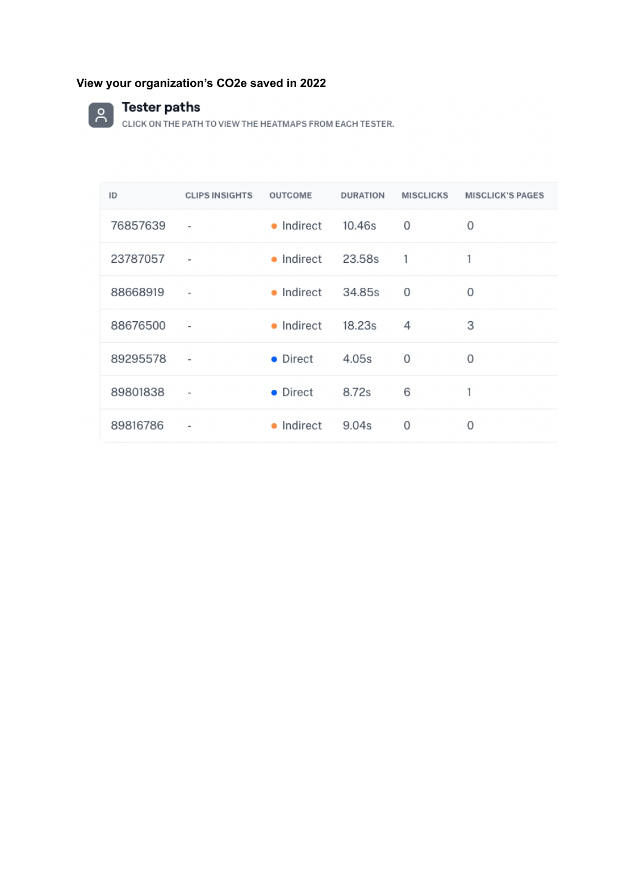**View your organization's $CO_2e$ saved in 2022**

### Tester paths

CLICK ON THE PATH TO VIEW THE HEATMAPS FROM EACH TESTER.

| ID | CLIPS INSIGHTS | OUTCOME | DURATION | MISCLICKS | MISCLICK'S PAGES |
|---|---|---|---|---|---|
| 76857639 | - | Indirect | 10.46s | 0 | 0 |
| 23787057 | - | Indirect | 23.58s | 1 | 1 |
| 88668919 | - | Indirect | 34.85s | 0 | 0 |
| 88676500 | - | Indirect | 18.23s | 4 | 3 |
| 89295578 | - | Direct | 4.05s | 0 | 0 |
| 89801838 | - | Direct | 8.72s | 6 | 1 |
| 89816786 | - | Indirect | 9.04s | 0 | 0 |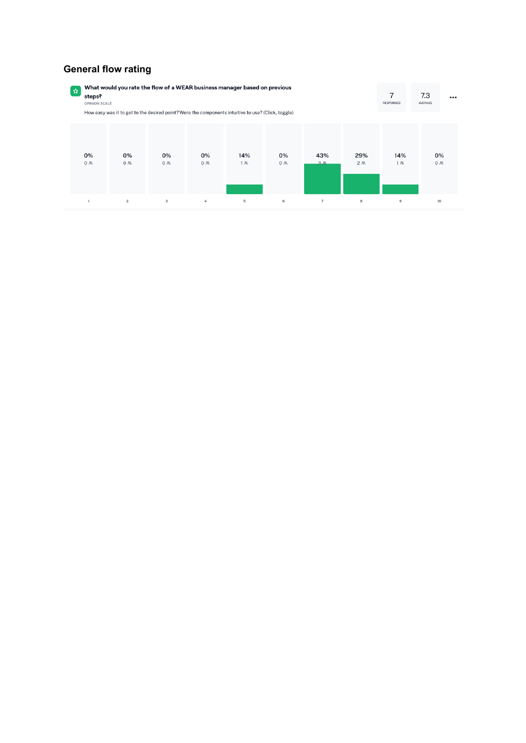## General flow rating

**What would you rate the flow of a WEAR business manager based on previous steps?**

OPINION SCALE

How easy was it to get to the desired point? Were the components intuitive to use? (Click, toggle)

7
RESPONSES

7.3
AVERAGE

0%
0

0%
0

0%
0

0%
0

14%
1

0%
0

43%
3

29%
2

14%
1

0%
0

1
2
3
4
5
6
7
8
9
10